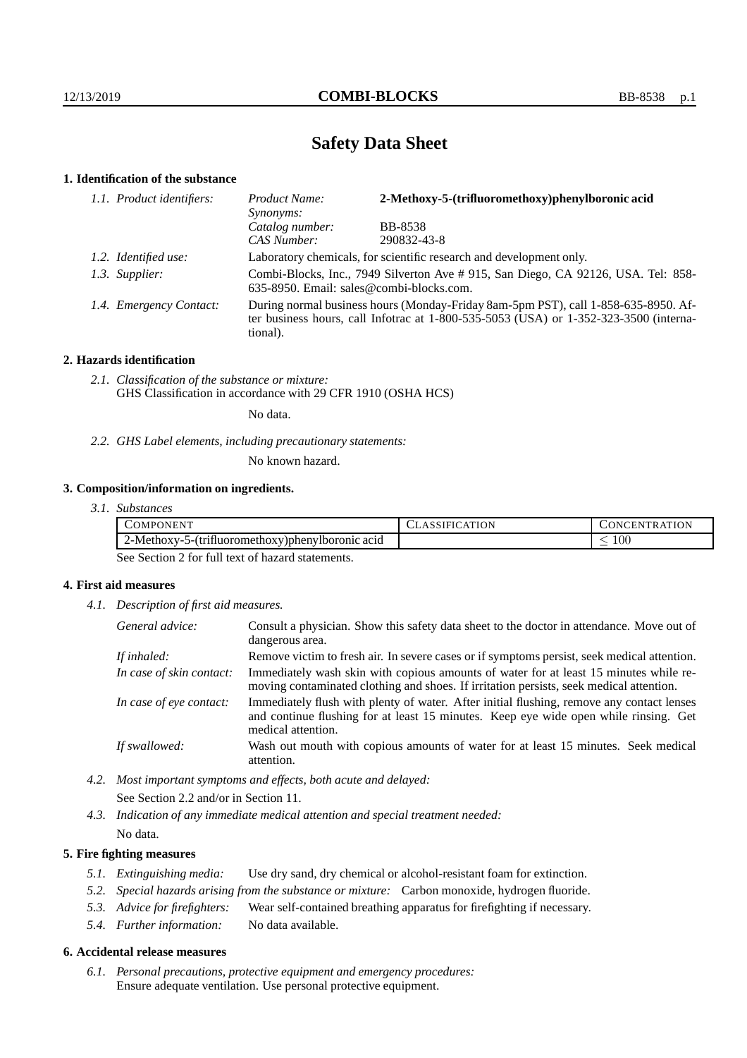# Safety Data Sheet

## 1. Identification of the substance

*1.1. Product identifiers:*

| | |
|---|---|
| *Product Name:* | **2-Methoxy-5-(trifluoromethoxy)phenylboronic acid** |
| *Synonyms:* | |
| *Catalog number:* | BB-8538 |
| *CAS Number:* | 290832-43-8 |

*1.2. Identified use:* Laboratory chemicals, for scientific research and development only.

*1.3. Supplier:* Combi-Blocks, Inc., 7949 Silverton Ave # 915, San Diego, CA 92126, USA. Tel: 858-635-8950. Email: sales@combi-blocks.com.

*1.4. Emergency Contact:* During normal business hours (Monday-Friday 8am-5pm PST), call 1-858-635-8950. After business hours, call Infotrac at 1-800-535-5053 (USA) or 1-352-323-3500 (international).

## 2. Hazards identification

*2.1. Classification of the substance or mixture:*
GHS Classification in accordance with 29 CFR 1910 (OSHA HCS)

No data.

*2.2. GHS Label elements, including precautionary statements:*

No known hazard.

## 3. Composition/information on ingredients.

*3.1. Substances*

| COMPONENT | CLASSIFICATION | CONCENTRATION |
|---|---|---|
| 2-Methoxy-5-(trifluoromethoxy)phenylboronic acid | | $\leq 100$ |

See Section 2 for full text of hazard statements.

## 4. First aid measures

*4.1. Description of first aid measures.*

*General advice:* Consult a physician. Show this safety data sheet to the doctor in attendance. Move out of dangerous area.

*If inhaled:* Remove victim to fresh air. In severe cases or if symptoms persist, seek medical attention.

*In case of skin contact:* Immediately wash skin with copious amounts of water for at least 15 minutes while removing contaminated clothing and shoes. If irritation persists, seek medical attention.

*In case of eye contact:* Immediately flush with plenty of water. After initial flushing, remove any contact lenses and continue flushing for at least 15 minutes. Keep eye wide open while rinsing. Get medical attention.

*If swallowed:* Wash out mouth with copious amounts of water for at least 15 minutes. Seek medical attention.

*4.2. Most important symptoms and effects, both acute and delayed:*

See Section 2.2 and/or in Section 11.

*4.3. Indication of any immediate medical attention and special treatment needed:*

No data.

## 5. Fire fighting measures

*5.1. Extinguishing media:* Use dry sand, dry chemical or alcohol-resistant foam for extinction.

*5.2. Special hazards arising from the substance or mixture:* Carbon monoxide, hydrogen fluoride.

*5.3. Advice for firefighters:* Wear self-contained breathing apparatus for firefighting if necessary.

*5.4. Further information:* No data available.

## 6. Accidental release measures

*6.1. Personal precautions, protective equipment and emergency procedures:*
Ensure adequate ventilation. Use personal protective equipment.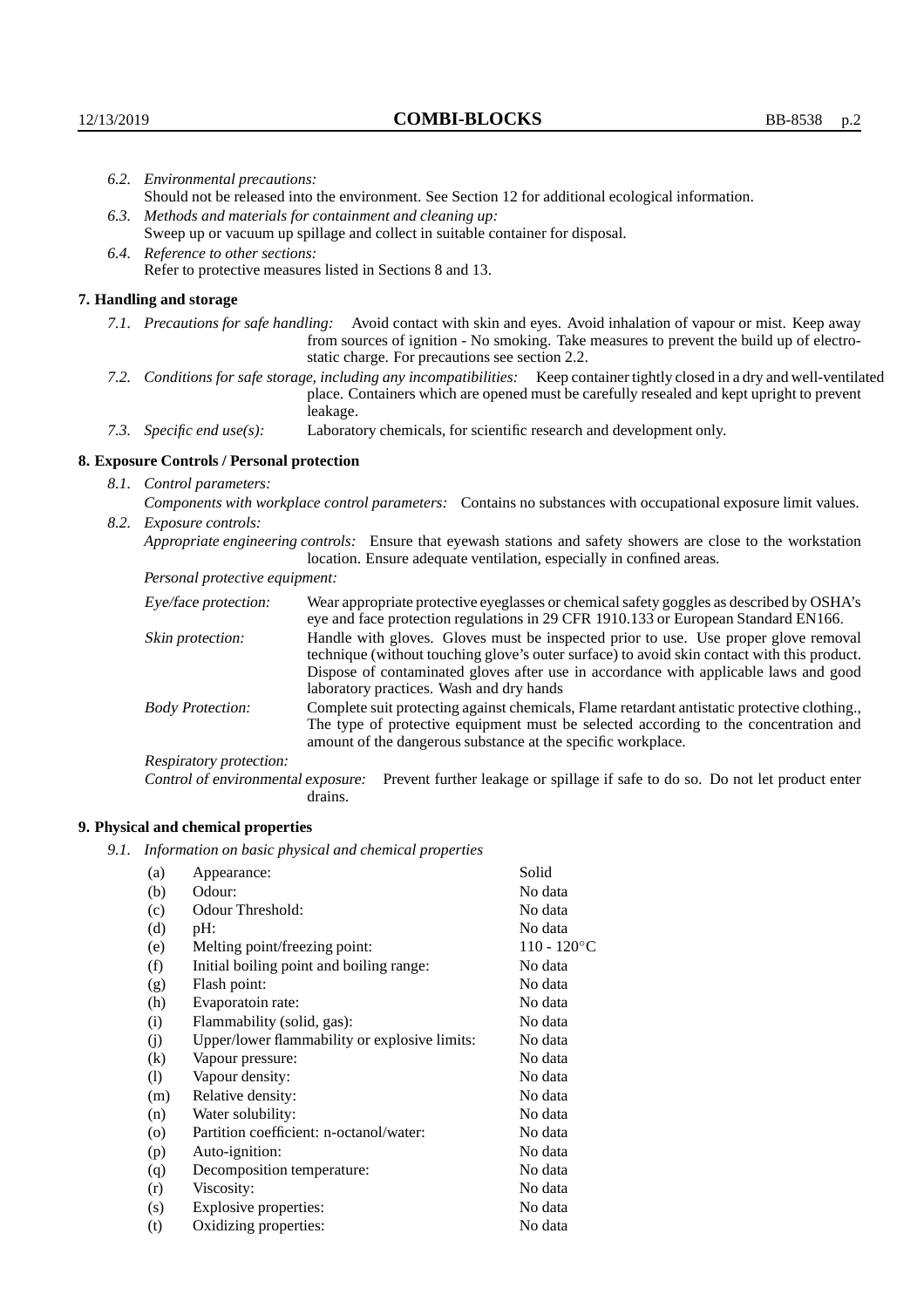*6.2. Environmental precautions:*
Should not be released into the environment. See Section 12 for additional ecological information.

*6.3. Methods and materials for containment and cleaning up:*
Sweep up or vacuum up spillage and collect in suitable container for disposal.

*6.4. Reference to other sections:*
Refer to protective measures listed in Sections 8 and 13.

## 7. Handling and storage

*7.1. Precautions for safe handling:* Avoid contact with skin and eyes. Avoid inhalation of vapour or mist. Keep away from sources of ignition - No smoking. Take measures to prevent the build up of electrostatic charge. For precautions see section 2.2.

*7.2. Conditions for safe storage, including any incompatibilities:* Keep container tightly closed in a dry and well-ventilated place. Containers which are opened must be carefully resealed and kept upright to prevent leakage.

*7.3. Specific end use(s):* Laboratory chemicals, for scientific research and development only.

## 8. Exposure Controls / Personal protection

*8.1. Control parameters:*

*Components with workplace control parameters:* Contains no substances with occupational exposure limit values.

*8.2. Exposure controls:*

*Appropriate engineering controls:* Ensure that eyewash stations and safety showers are close to the workstation location. Ensure adequate ventilation, especially in confined areas.

*Personal protective equipment:*

*Eye/face protection:* Wear appropriate protective eyeglasses or chemical safety goggles as described by OSHA's eye and face protection regulations in 29 CFR 1910.133 or European Standard EN166.

*Skin protection:* Handle with gloves. Gloves must be inspected prior to use. Use proper glove removal technique (without touching glove's outer surface) to avoid skin contact with this product. Dispose of contaminated gloves after use in accordance with applicable laws and good laboratory practices. Wash and dry hands

*Body Protection:* Complete suit protecting against chemicals, Flame retardant antistatic protective clothing., The type of protective equipment must be selected according to the concentration and amount of the dangerous substance at the specific workplace.

*Respiratory protection:*

*Control of environmental exposure:* Prevent further leakage or spillage if safe to do so. Do not let product enter drains.

## 9. Physical and chemical properties

*9.1. Information on basic physical and chemical properties*

| | | |
|---|---|---|
| (a) | Appearance: | Solid |
| (b) | Odour: | No data |
| (c) | Odour Threshold: | No data |
| (d) | pH: | No data |
| (e) | Melting point/freezing point: | 110 - 120°C |
| (f) | Initial boiling point and boiling range: | No data |
| (g) | Flash point: | No data |
| (h) | Evaporatoin rate: | No data |
| (i) | Flammability (solid, gas): | No data |
| (j) | Upper/lower flammability or explosive limits: | No data |
| (k) | Vapour pressure: | No data |
| (l) | Vapour density: | No data |
| (m) | Relative density: | No data |
| (n) | Water solubility: | No data |
| (o) | Partition coefficient: n-octanol/water: | No data |
| (p) | Auto-ignition: | No data |
| (q) | Decomposition temperature: | No data |
| (r) | Viscosity: | No data |
| (s) | Explosive properties: | No data |
| (t) | Oxidizing properties: | No data |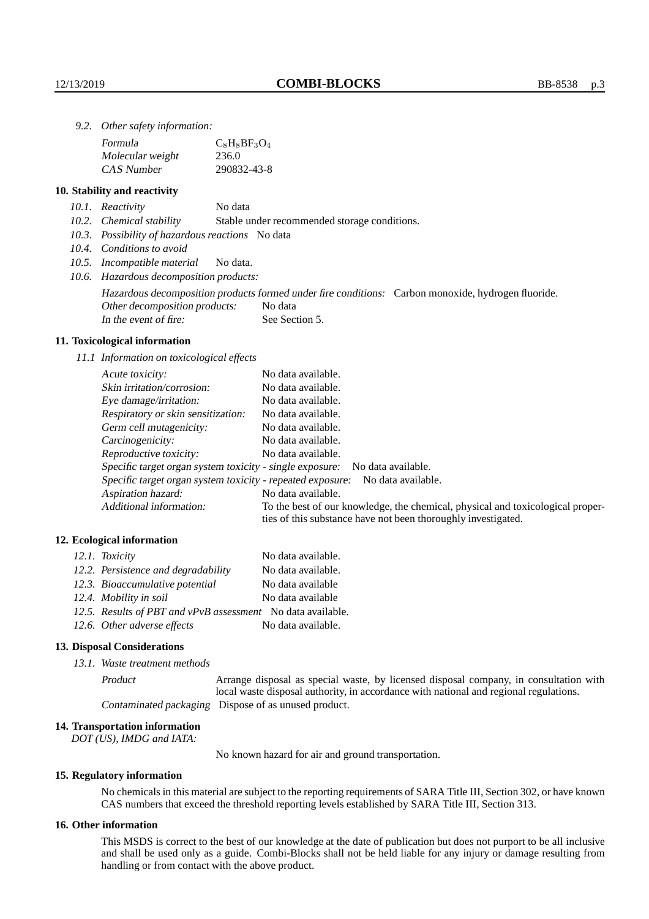*9.2. Other safety information:*

| | |
|---|---|
| *Formula* | $C_8H_8BF_3O_4$ |
| *Molecular weight* | 236.0 |
| *CAS Number* | 290832-43-8 |

## 10. Stability and reactivity

*10.1. Reactivity* No data

*10.2. Chemical stability* Stable under recommended storage conditions.

*10.3. Possibility of hazardous reactions* No data

*10.4. Conditions to avoid*

*10.5. Incompatible material* No data.

*10.6. Hazardous decomposition products:*

*Hazardous decomposition products formed under fire conditions:* Carbon monoxide, hydrogen fluoride.

*Other decomposition products:* No data

*In the event of fire:* See Section 5.

## 11. Toxicological information

*11.1 Information on toxicological effects*

| | |
|---|---|
| *Acute toxicity:* | No data available. |
| *Skin irritation/corrosion:* | No data available. |
| *Eye damage/irritation:* | No data available. |
| *Respiratory or skin sensitization:* | No data available. |
| *Germ cell mutagenicity:* | No data available. |
| *Carcinogenicity:* | No data available. |
| *Reproductive toxicity:* | No data available. |
| *Specific target organ system toxicity - single exposure:* | No data available. |
| *Specific target organ system toxicity - repeated exposure:* | No data available. |
| *Aspiration hazard:* | No data available. |
| *Additional information:* | To the best of our knowledge, the chemical, physical and toxicological properties of this substance have not been thoroughly investigated. |

## 12. Ecological information

| | |
|---|---|
| *12.1. Toxicity* | No data available. |
| *12.2. Persistence and degradability* | No data available. |
| *12.3. Bioaccumulative potential* | No data available |
| *12.4. Mobility in soil* | No data available |
| *12.5. Results of PBT and vPvB assessment* | No data available. |
| *12.6. Other adverse effects* | No data available. |

## 13. Disposal Considerations

*13.1. Waste treatment methods*

*Product* Arrange disposal as special waste, by licensed disposal company, in consultation with local waste disposal authority, in accordance with national and regional regulations.

*Contaminated packaging* Dispose of as unused product.

## 14. Transportation information

*DOT (US), IMDG and IATA:*

No known hazard for air and ground transportation.

## 15. Regulatory information

No chemicals in this material are subject to the reporting requirements of SARA Title III, Section 302, or have known CAS numbers that exceed the threshold reporting levels established by SARA Title III, Section 313.

## 16. Other information

This MSDS is correct to the best of our knowledge at the date of publication but does not purport to be all inclusive and shall be used only as a guide. Combi-Blocks shall not be held liable for any injury or damage resulting from handling or from contact with the above product.